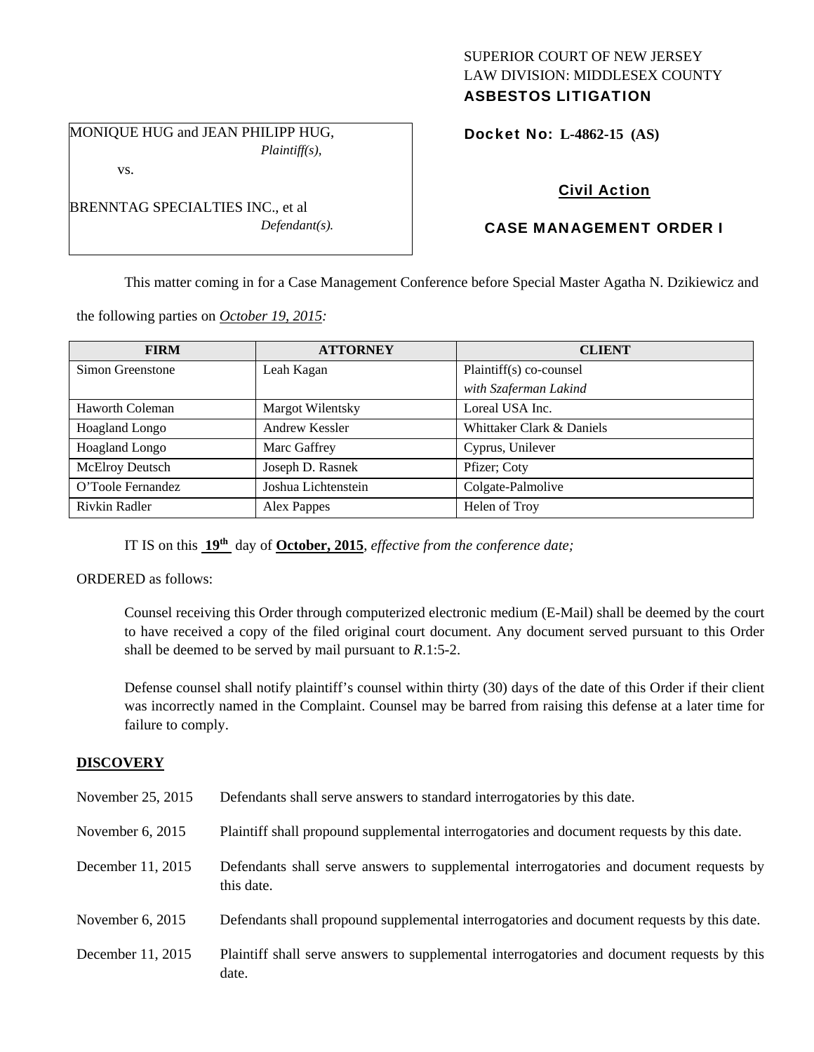SUPERIOR COURT OF NEW JERSEY
LAW DIVISION: MIDDLESEX COUNTY
**ASBESTOS LITIGATION**

MONIQUE HUG and JEAN PHILIPP HUG,
*Plaintiff(s),*

vs.

BRENNTAG SPECIALTIES INC., et al
*Defendant(s).*

**Docket No: L-4862-15 (AS)**

**Civil Action**

**CASE MANAGEMENT ORDER I**

This matter coming in for a Case Management Conference before Special Master Agatha N. Dzikiewicz and the following parties on *October 19, 2015:*

| FIRM | ATTORNEY | CLIENT |
|---|---|---|
| Simon Greenstone | Leah Kagan | Plaintiff(s) co-counsel *with Szaferman Lakind* |
| Haworth Coleman | Margot Wilentsky | Loreal USA Inc. |
| Hoagland Longo | Andrew Kessler | Whittaker Clark & Daniels |
| Hoagland Longo | Marc Gaffrey | Cyprus, Unilever |
| McElroy Deutsch | Joseph D. Rasnek | Pfizer; Coty |
| O'Toole Fernandez | Joshua Lichtenstein | Colgate-Palmolive |
| Rivkin Radler | Alex Pappes | Helen of Troy |

IT IS on this **19th** day of **October, 2015**, *effective from the conference date;*

ORDERED as follows:

Counsel receiving this Order through computerized electronic medium (E-Mail) shall be deemed by the court to have received a copy of the filed original court document. Any document served pursuant to this Order shall be deemed to be served by mail pursuant to *R*.1:5-2.

Defense counsel shall notify plaintiff's counsel within thirty (30) days of the date of this Order if their client was incorrectly named in the Complaint. Counsel may be barred from raising this defense at a later time for failure to comply.

## DISCOVERY

| | |
|---|---|
| November 25, 2015 | Defendants shall serve answers to standard interrogatories by this date. |
| November 6, 2015 | Plaintiff shall propound supplemental interrogatories and document requests by this date. |
| December 11, 2015 | Defendants shall serve answers to supplemental interrogatories and document requests by this date. |
| November 6, 2015 | Defendants shall propound supplemental interrogatories and document requests by this date. |
| December 11, 2015 | Plaintiff shall serve answers to supplemental interrogatories and document requests by this date. |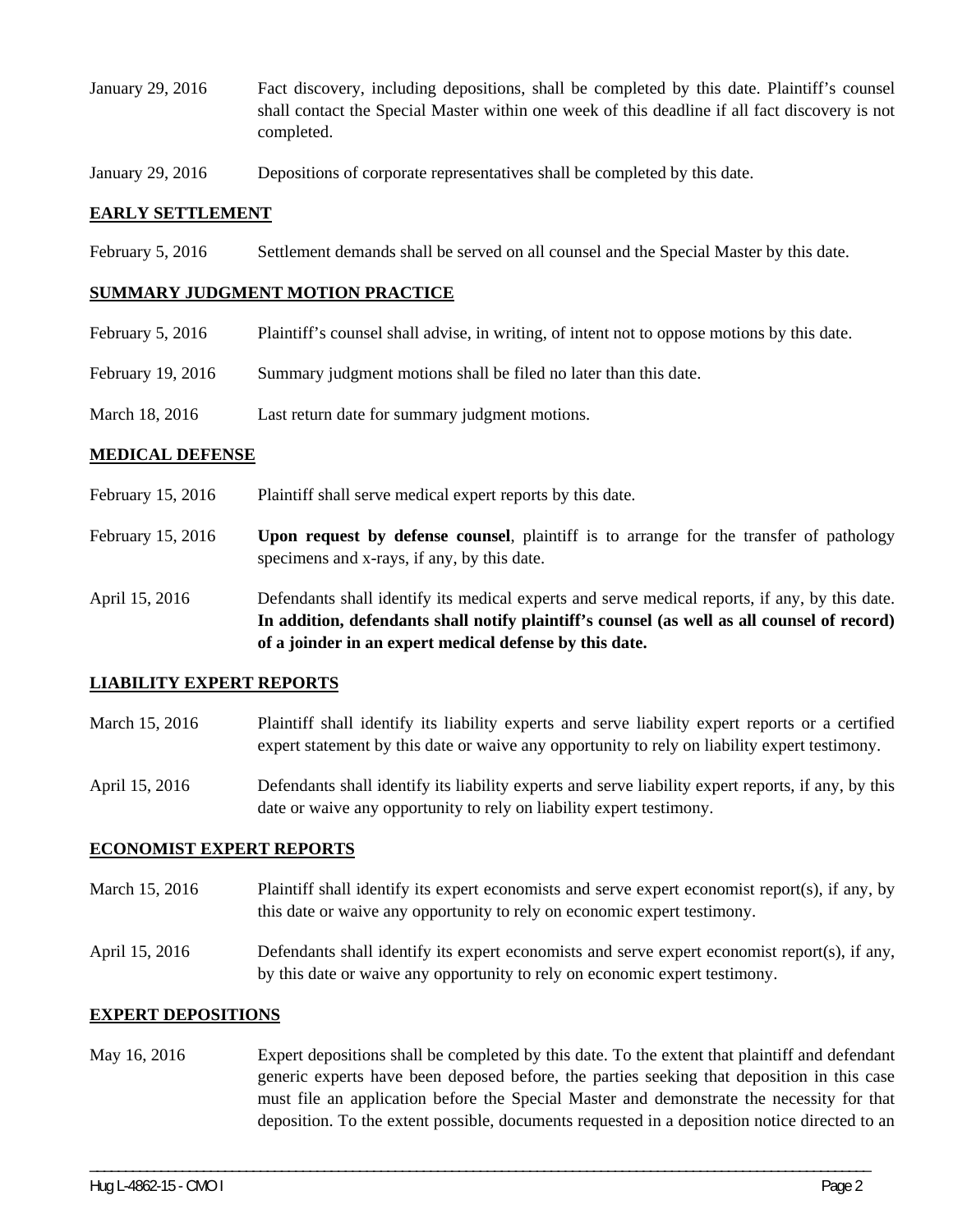January 29, 2016 Fact discovery, including depositions, shall be completed by this date. Plaintiff's counsel shall contact the Special Master within one week of this deadline if all fact discovery is not completed.

January 29, 2016 Depositions of corporate representatives shall be completed by this date.

## EARLY SETTLEMENT

February 5, 2016 Settlement demands shall be served on all counsel and the Special Master by this date.

## SUMMARY JUDGMENT MOTION PRACTICE

February 5, 2016 Plaintiff's counsel shall advise, in writing, of intent not to oppose motions by this date.

February 19, 2016 Summary judgment motions shall be filed no later than this date.

March 18, 2016 Last return date for summary judgment motions.

## MEDICAL DEFENSE

February 15, 2016 Plaintiff shall serve medical expert reports by this date.

February 15, 2016 **Upon request by defense counsel**, plaintiff is to arrange for the transfer of pathology specimens and x-rays, if any, by this date.

April 15, 2016 Defendants shall identify its medical experts and serve medical reports, if any, by this date. **In addition, defendants shall notify plaintiff's counsel (as well as all counsel of record) of a joinder in an expert medical defense by this date.**

## LIABILITY EXPERT REPORTS

March 15, 2016 Plaintiff shall identify its liability experts and serve liability expert reports or a certified expert statement by this date or waive any opportunity to rely on liability expert testimony.

April 15, 2016 Defendants shall identify its liability experts and serve liability expert reports, if any, by this date or waive any opportunity to rely on liability expert testimony.

## ECONOMIST EXPERT REPORTS

March 15, 2016 Plaintiff shall identify its expert economists and serve expert economist report(s), if any, by this date or waive any opportunity to rely on economic expert testimony.

April 15, 2016 Defendants shall identify its expert economists and serve expert economist report(s), if any, by this date or waive any opportunity to rely on economic expert testimony.

## EXPERT DEPOSITIONS

May 16, 2016 Expert depositions shall be completed by this date. To the extent that plaintiff and defendant generic experts have been deposed before, the parties seeking that deposition in this case must file an application before the Special Master and demonstrate the necessity for that deposition. To the extent possible, documents requested in a deposition notice directed to an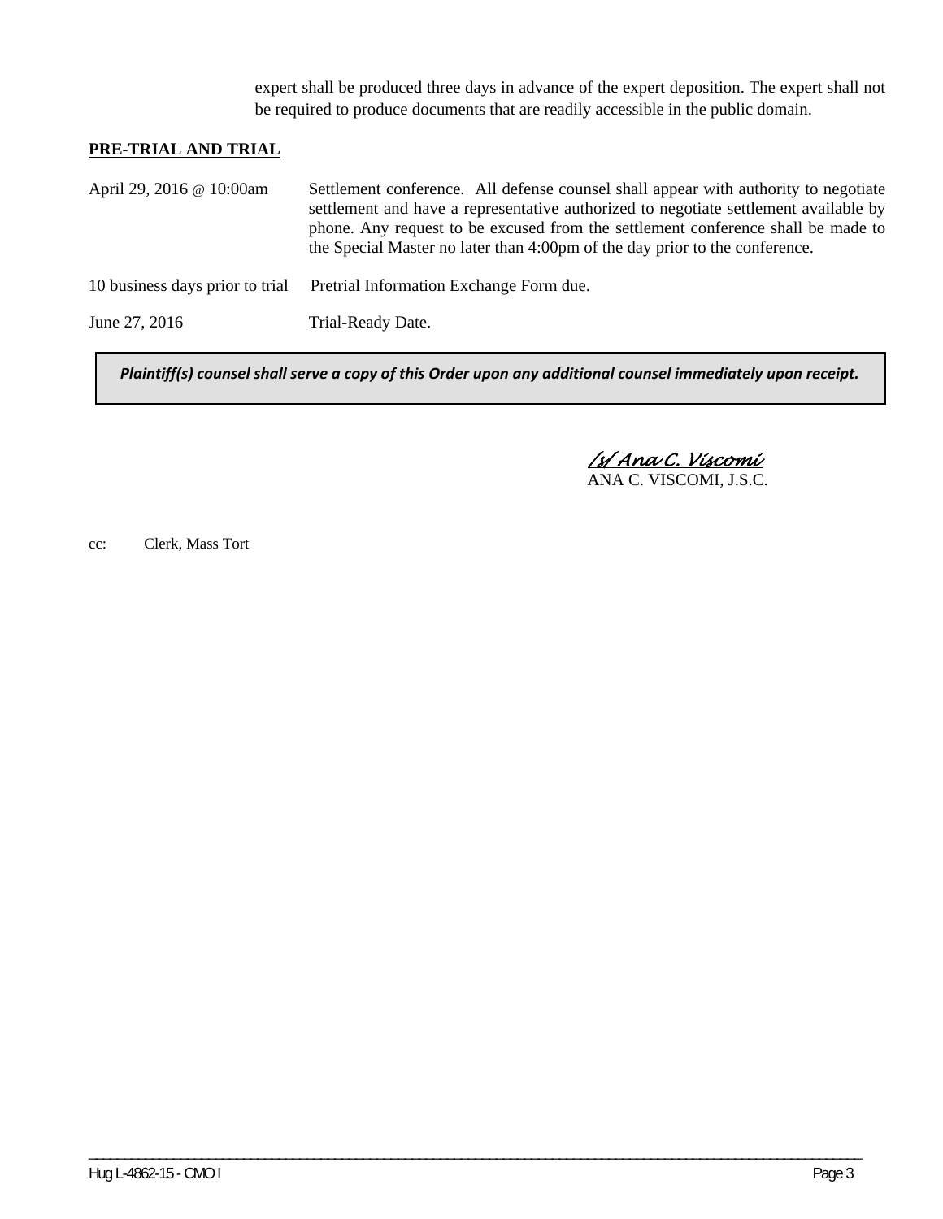expert shall be produced three days in advance of the expert deposition. The expert shall not be required to produce documents that are readily accessible in the public domain.

**PRE-TRIAL AND TRIAL**

| | |
|---|---|
| April 29, 2016 @ 10:00am | Settlement conference. All defense counsel shall appear with authority to negotiate settlement and have a representative authorized to negotiate settlement available by phone. Any request to be excused from the settlement conference shall be made to the Special Master no later than 4:00pm of the day prior to the conference. |
| 10 business days prior to trial | Pretrial Information Exchange Form due. |
| June 27, 2016 | Trial-Ready Date. |

***Plaintiff(s) counsel shall serve a copy of this Order upon any additional counsel immediately upon receipt.***

/s/ Ana C. Viscomi
ANA C. VISCOMI, J.S.C.

cc: Clerk, Mass Tort